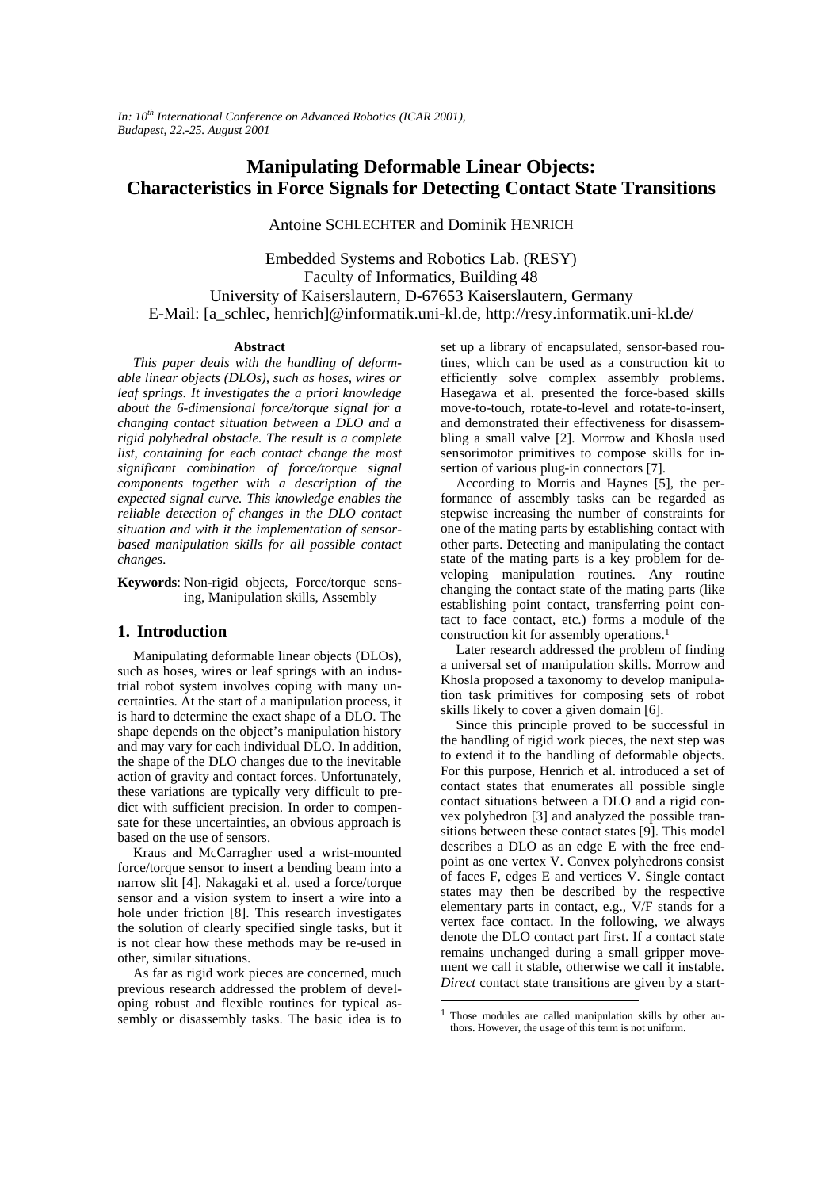*In: 10th International Conference on Advanced Robotics (ICAR 2001), Budapest, 22.-25. August 2001*

# Manipulating Deformable Linear Objects: Characteristics in Force Signals for Detecting Contact State Transitions

Antoine SCHLECHTER and Dominik HENRICH

Embedded Systems and Robotics Lab. (RESY)
Faculty of Informatics, Building 48
University of Kaiserslautern, D-67653 Kaiserslautern, Germany
E-Mail: [a_schlec, henrich]@informatik.uni-kl.de, http://resy.informatik.uni-kl.de/

### Abstract

*This paper deals with the handling of deformable linear objects (DLOs), such as hoses, wires or leaf springs. It investigates the a priori knowledge about the 6-dimensional force/torque signal for a changing contact situation between a DLO and a rigid polyhedral obstacle. The result is a complete list, containing for each contact change the most significant combination of force/torque signal components together with a description of the expected signal curve. This knowledge enables the reliable detection of changes in the DLO contact situation and with it the implementation of sensor-based manipulation skills for all possible contact changes.*

**Keywords**: Non-rigid objects, Force/torque sensing, Manipulation skills, Assembly

## 1. Introduction

Manipulating deformable linear objects (DLOs), such as hoses, wires or leaf springs with an industrial robot system involves coping with many uncertainties. At the start of a manipulation process, it is hard to determine the exact shape of a DLO. The shape depends on the object's manipulation history and may vary for each individual DLO. In addition, the shape of the DLO changes due to the inevitable action of gravity and contact forces. Unfortunately, these variations are typically very difficult to predict with sufficient precision. In order to compensate for these uncertainties, an obvious approach is based on the use of sensors.

Kraus and McCarragher used a wrist-mounted force/torque sensor to insert a bending beam into a narrow slit [4]. Nakagaki et al. used a force/torque sensor and a vision system to insert a wire into a hole under friction [8]. This research investigates the solution of clearly specified single tasks, but it is not clear how these methods may be re-used in other, similar situations.

As far as rigid work pieces are concerned, much previous research addressed the problem of developing robust and flexible routines for typical assembly or disassembly tasks. The basic idea is to set up a library of encapsulated, sensor-based routines, which can be used as a construction kit to efficiently solve complex assembly problems. Hasegawa et al. presented the force-based skills move-to-touch, rotate-to-level and rotate-to-insert, and demonstrated their effectiveness for disassembling a small valve [2]. Morrow and Khosla used sensorimotor primitives to compose skills for insertion of various plug-in connectors [7].

According to Morris and Haynes [5], the performance of assembly tasks can be regarded as stepwise increasing the number of constraints for one of the mating parts by establishing contact with other parts. Detecting and manipulating the contact state of the mating parts is a key problem for developing manipulation routines. Any routine changing the contact state of the mating parts (like establishing point contact, transferring point contact to face contact, etc.) forms a module of the construction kit for assembly operations.[1]

Later research addressed the problem of finding a universal set of manipulation skills. Morrow and Khosla proposed a taxonomy to develop manipulation task primitives for composing sets of robot skills likely to cover a given domain [6].

Since this principle proved to be successful in the handling of rigid work pieces, the next step was to extend it to the handling of deformable objects. For this purpose, Henrich et al. introduced a set of contact states that enumerates all possible single contact situations between a DLO and a rigid convex polyhedron [3] and analyzed the possible transitions between these contact states [9]. This model describes a DLO as an edge E with the free endpoint as one vertex V. Convex polyhedrons consist of faces F, edges E and vertices V. Single contact states may then be described by the respective elementary parts in contact, e.g., V/F stands for a vertex face contact. In the following, we always denote the DLO contact part first. If a contact state remains unchanged during a small gripper movement we call it stable, otherwise we call it instable. *Direct* contact state transitions are given by a start-

[1] Those modules are called manipulation skills by other authors. However, the usage of this term is not uniform.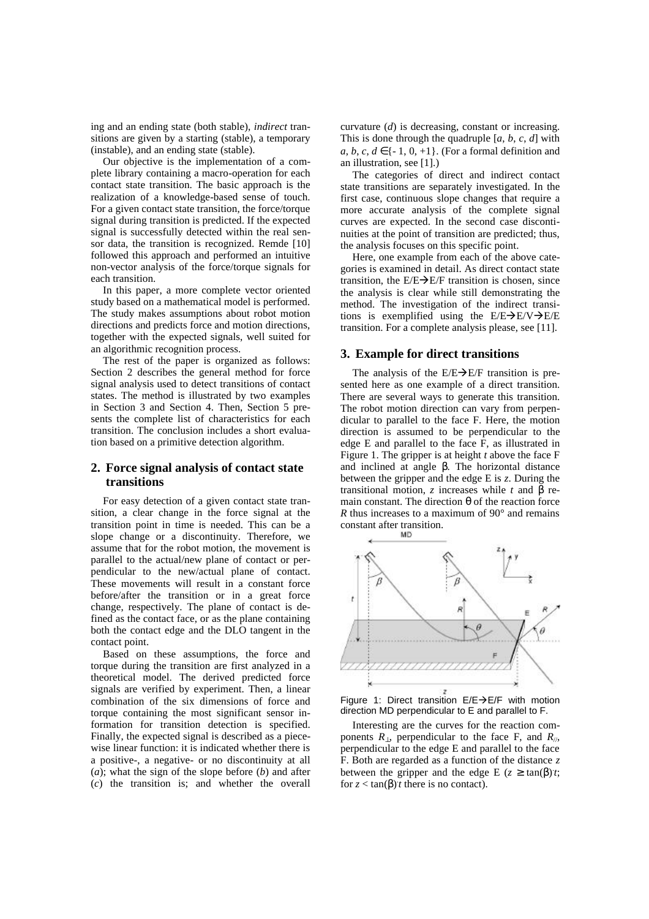ing and an ending state (both stable), *indirect* transitions are given by a starting (stable), a temporary (instable), and an ending state (stable).

Our objective is the implementation of a complete library containing a macro-operation for each contact state transition. The basic approach is the realization of a knowledge-based sense of touch. For a given contact state transition, the force/torque signal during transition is predicted. If the expected signal is successfully detected within the real sensor data, the transition is recognized. Remde [10] followed this approach and performed an intuitive non-vector analysis of the force/torque signals for each transition.

In this paper, a more complete vector oriented study based on a mathematical model is performed. The study makes assumptions about robot motion directions and predicts force and motion directions, together with the expected signals, well suited for an algorithmic recognition process.

The rest of the paper is organized as follows: Section 2 describes the general method for force signal analysis used to detect transitions of contact states. The method is illustrated by two examples in Section 3 and Section 4. Then, Section 5 presents the complete list of characteristics for each transition. The conclusion includes a short evaluation based on a primitive detection algorithm.

## 2. Force signal analysis of contact state transitions

For easy detection of a given contact state transition, a clear change in the force signal at the transition point in time is needed. This can be a slope change or a discontinuity. Therefore, we assume that for the robot motion, the movement is parallel to the actual/new plane of contact or perpendicular to the new/actual plane of contact. These movements will result in a constant force before/after the transition or in a great force change, respectively. The plane of contact is defined as the contact face, or as the plane containing both the contact edge and the DLO tangent in the contact point.

Based on these assumptions, the force and torque during the transition are first analyzed in a theoretical model. The derived predicted force signals are verified by experiment. Then, a linear combination of the six dimensions of force and torque containing the most significant sensor information for transition detection is specified. Finally, the expected signal is described as a piecewise linear function: it is indicated whether there is a positive-, a negative- or no discontinuity at all (*a*); what the sign of the slope before (*b*) and after (*c*) the transition is; and whether the overall curvature (*d*) is decreasing, constant or increasing. This is done through the quadruple [*a*, *b*, *c*, *d*] with $a, b, c, d \in \{-1, 0, +1\}$. (For a formal definition and an illustration, see [1].)

The categories of direct and indirect contact state transitions are separately investigated. In the first case, continuous slope changes that require a more accurate analysis of the complete signal curves are expected. In the second case discontinuities at the point of transition are predicted; thus, the analysis focuses on this specific point.

Here, one example from each of the above categories is examined in detail. As direct contact state transition, the E/E→E/F transition is chosen, since the analysis is clear while still demonstrating the method. The investigation of the indirect transitions is exemplified using the E/E→E/V→E/E transition. For a complete analysis please, see [11].

## 3. Example for direct transitions

The analysis of the E/E→E/F transition is presented here as one example of a direct transition. There are several ways to generate this transition. The robot motion direction can vary from perpendicular to parallel to the face F. Here, the motion direction is assumed to be perpendicular to the edge E and parallel to the face F, as illustrated in Figure 1. The gripper is at height $t$ above the face F and inclined at angle $\beta$. The horizontal distance between the gripper and the edge E is $z$. During the transitional motion, $z$ increases while $t$ and $\beta$ remain constant. The direction $\theta$ of the reaction force $R$ thus increases to a maximum of 90° and remains constant after transition.

Figure 1: Direct transition E/E→E/F with motion direction MD perpendicular to E and parallel to F.

Interesting are the curves for the reaction components $R_{\perp}$, perpendicular to the face F, and $R_{//}$, perpendicular to the edge E and parallel to the face F. Both are regarded as a function of the distance $z$ between the gripper and the edge E ($z \geq \tan(\beta) \cdot t$; for $z < \tan(\beta) \cdot t$ there is no contact).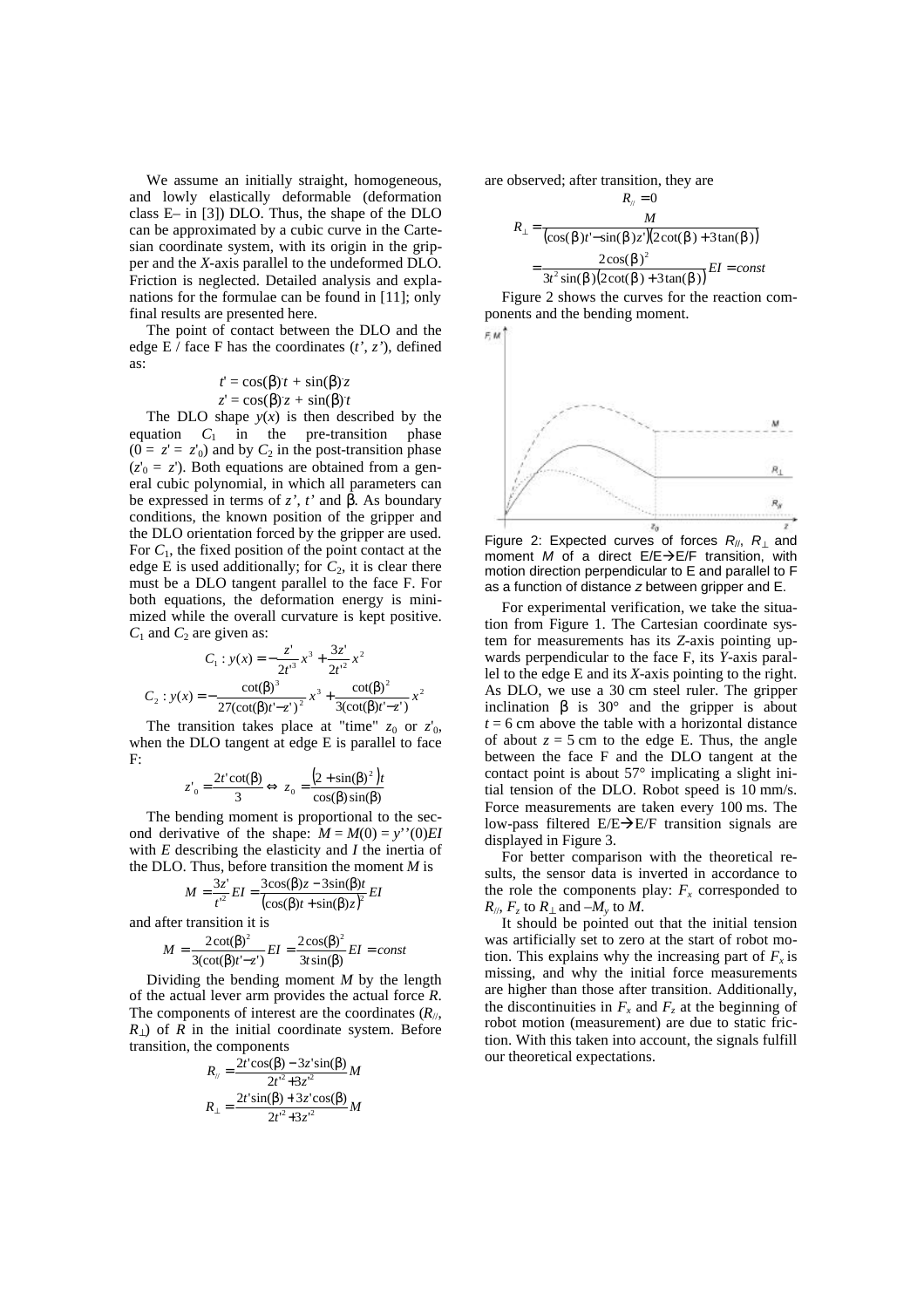We assume an initially straight, homogeneous, and lowly elastically deformable (deformation class E– in [3]) DLO. Thus, the shape of the DLO can be approximated by a cubic curve in the Cartesian coordinate system, with its origin in the gripper and the *X*-axis parallel to the undeformed DLO. Friction is neglected. Detailed analysis and explanations for the formulae can be found in [11]; only final results are presented here.

The point of contact between the DLO and the edge E / face F has the coordinates ($t'$, $z'$), defined as:

$$t' = \cos(\beta)\cdot t + \sin(\beta)\cdot z$$
$$z' = \cos(\beta)\cdot z + \sin(\beta)\cdot t$$

The DLO shape $y(x)$ is then described by the equation $C_1$ in the pre-transition phase ($0 = z' = z'_0$) and by $C_2$ in the post-transition phase ($z'_0 = z'$). Both equations are obtained from a general cubic polynomial, in which all parameters can be expressed in terms of $z'$, $t'$ and $\beta$. As boundary conditions, the known position of the gripper and the DLO orientation forced by the gripper are used. For $C_1$, the fixed position of the point contact at the edge E is used additionally; for $C_2$, it is clear there must be a DLO tangent parallel to the face F. For both equations, the deformation energy is minimized while the overall curvature is kept positive. $C_1$ and $C_2$ are given as:

$$C_1 : y(x) = -\frac{z'}{2t'^3}x^3 + \frac{3z'}{2t'^2}x^2$$

$$C_2 : y(x) = -\frac{\cot(\beta)^3}{27(\cot(\beta)t' - z')^2}x^3 + \frac{\cot(\beta)^2}{3(\cot(\beta)t' - z')}x^2$$

The transition takes place at "time" $z_0$ or $z'_0$, when the DLO tangent at edge E is parallel to face F:

$$z'_0 = \frac{2t'\cot(\beta)}{3} \Leftrightarrow z_0 = \frac{\left(2 + \sin(\beta)^2\right)t}{\cos(\beta)\sin(\beta)}$$

The bending moment is proportional to the second derivative of the shape: $M = M(0) = y''(0)EI$ with $E$ describing the elasticity and $I$ the inertia of the DLO. Thus, before transition the moment $M$ is

$$M = \frac{3z'}{t'^2}EI = \frac{3\cos(\beta)z - 3\sin(\beta)t}{\left(\cos(\beta)t + \sin(\beta)z\right)^2}EI$$

and after transition it is

$$M = \frac{2\cot(\beta)^2}{3(\cot(\beta)t' - z')}EI = \frac{2\cos(\beta)^2}{3t\sin(\beta)}EI = const$$

Dividing the bending moment $M$ by the length of the actual lever arm provides the actual force $R$. The components of interest are the coordinates ($R_{//}$, $R_{\perp}$) of $R$ in the initial coordinate system. Before transition, the components

$$R_{//} = \frac{2t'\cos(\beta) - 3z'\sin(\beta)}{2t'^2 + 3z'^2}M$$

$$R_{\perp} = \frac{2t'\sin(\beta) + 3z'\cos(\beta)}{2t'^2 + 3z'^2}M$$

are observed; after transition, they are

$$R_{//} = 0$$

$$R_{\perp} = \frac{M}{\left(\cos(\beta)t' - \sin(\beta)z'\right)\left(2\cot(\beta) + 3\tan(\beta)\right)}$$
$$= \frac{2\cos(\beta)^2}{3t^2\sin(\beta)\left(2\cot(\beta) + 3\tan(\beta)\right)}EI = const$$

Figure 2 shows the curves for the reaction components and the bending moment.

Figure 2: Expected curves of forces $R_{//}$, $R_{\perp}$ and moment $M$ of a direct E/E→E/F transition, with motion direction perpendicular to E and parallel to F as a function of distance $z$ between gripper and E.

For experimental verification, we take the situation from Figure 1. The Cartesian coordinate system for measurements has its *Z*-axis pointing upwards perpendicular to the face F, its *Y*-axis parallel to the edge E and its *X*-axis pointing to the right. As DLO, we use a 30 cm steel ruler. The gripper inclination $\beta$ is 30° and the gripper is about $t = 6$ cm above the table with a horizontal distance of about $z = 5$ cm to the edge E. Thus, the angle between the face F and the DLO tangent at the contact point is about 57° implicating a slight initial tension of the DLO. Robot speed is 10 mm/s. Force measurements are taken every 100 ms. The low-pass filtered E/E→E/F transition signals are displayed in Figure 3.

For better comparison with the theoretical results, the sensor data is inverted in accordance to the role the components play: $F_x$ corresponded to $R_{//}$, $F_z$ to $R_{\perp}$ and $-M_y$ to $M$.

It should be pointed out that the initial tension was artificially set to zero at the start of robot motion. This explains why the increasing part of $F_x$ is missing, and why the initial force measurements are higher than those after transition. Additionally, the discontinuities in $F_x$ and $F_z$ at the beginning of robot motion (measurement) are due to static friction. With this taken into account, the signals fulfill our theoretical expectations.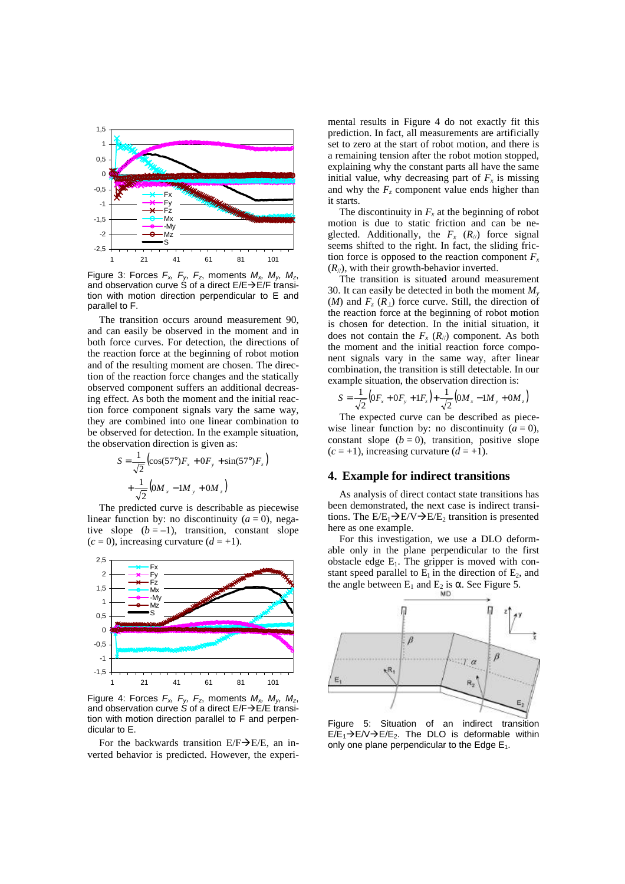Figure 3: Forces $F_x$, $F_y$, $F_z$, moments $M_x$, $M_y$, $M_z$, and observation curve $S$ of a direct E/E→E/F transition with motion direction perpendicular to E and parallel to F.

The transition occurs around measurement 90, and can easily be observed in the moment and in both force curves. For detection, the directions of the reaction force at the beginning of robot motion and of the resulting moment are chosen. The direction of the reaction force changes and the statically observed component suffers an additional decreasing effect. As both the moment and the initial reaction force component signals vary the same way, they are combined into one linear combination to be observed for detection. In the example situation, the observation direction is given as:

$$S = \frac{1}{\sqrt{2}}\left(\cos(57°)F_x + 0F_y + \sin(57°)F_z\right) + \frac{1}{\sqrt{2}}\left(0M_x - 1M_y + 0M_z\right)$$

The predicted curve is describable as piecewise linear function by: no discontinuity ($a = 0$), negative slope ($b = -1$), transition, constant slope ($c = 0$), increasing curvature ($d = +1$).

Figure 4: Forces $F_x$, $F_y$, $F_z$, moments $M_x$, $M_y$, $M_z$, and observation curve $S$ of a direct E/F→E/E transition with motion direction parallel to F and perpendicular to E.

For the backwards transition E/F→E/E, an inverted behavior is predicted. However, the experimental results in Figure 4 do not exactly fit this prediction. In fact, all measurements are artificially set to zero at the start of robot motion, and there is a remaining tension after the robot motion stopped, explaining why the constant parts all have the same initial value, why decreasing part of $F_x$ is missing and why the $F_z$ component value ends higher than it starts.

The discontinuity in $F_x$ at the beginning of robot motion is due to static friction and can be neglected. Additionally, the $F_x$ ($R_{//}$) force signal seems shifted to the right. In fact, the sliding friction force is opposed to the reaction component $F_x$ ($R_{//}$), with their growth-behavior inverted.

The transition is situated around measurement 30. It can easily be detected in both the moment $M_y$ ($M$) and $F_z$ ($R_{\perp}$) force curve. Still, the direction of the reaction force at the beginning of robot motion is chosen for detection. In the initial situation, it does not contain the $F_x$ ($R_{//}$) component. As both the moment and the initial reaction force component signals vary in the same way, after linear combination, the transition is still detectable. In our example situation, the observation direction is:

$$S = \frac{1}{\sqrt{2}}\left(0F_x + 0F_y + 1F_z\right) + \frac{1}{\sqrt{2}}\left(0M_x - 1M_y + 0M_z\right)$$

The expected curve can be described as piecewise linear function by: no discontinuity ($a = 0$), constant slope ($b = 0$), transition, positive slope ($c = +1$), increasing curvature ($d = +1$).

## 4. Example for indirect transitions

As analysis of direct contact state transitions has been demonstrated, the next case is indirect transitions. The E/E$_1$→E/V→E/E$_2$ transition is presented here as one example.

For this investigation, we use a DLO deformable only in the plane perpendicular to the first obstacle edge E$_1$. The gripper is moved with constant speed parallel to E$_1$ in the direction of E$_2$, and the angle between E$_1$ and E$_2$ is $\alpha$. See Figure 5.

Figure 5: Situation of an indirect transition E/E$_1$→E/V→E/E$_2$. The DLO is deformable within only one plane perpendicular to the Edge E$_1$.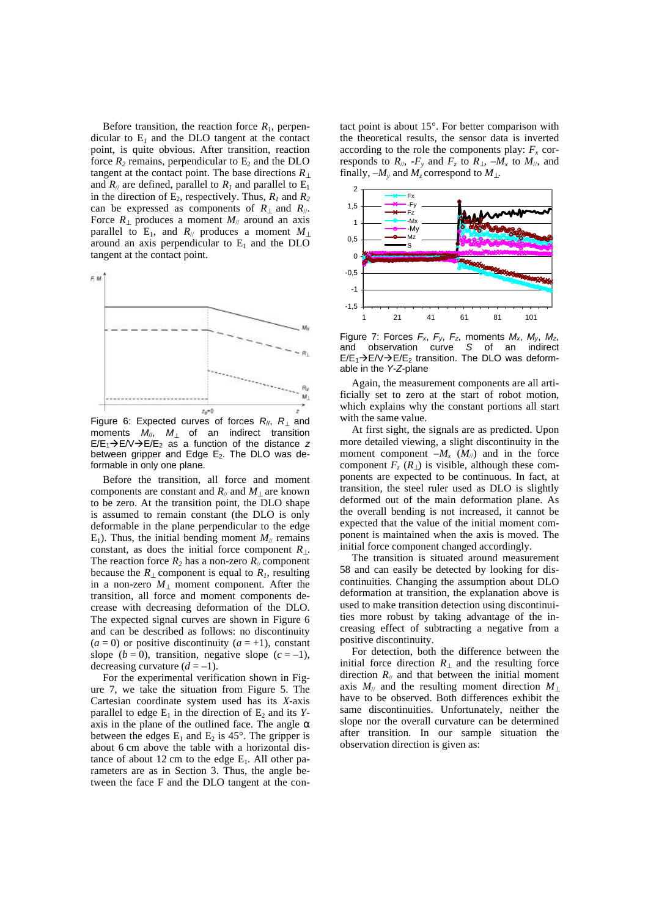Before transition, the reaction force $R_1$, perpendicular to $E_1$ and the DLO tangent at the contact point, is quite obvious. After transition, reaction force $R_2$ remains, perpendicular to $E_2$ and the DLO tangent at the contact point. The base directions $R_\perp$ and $R_{//}$ are defined, parallel to $R_1$ and parallel to $E_1$ in the direction of $E_2$, respectively. Thus, $R_1$ and $R_2$ can be expressed as components of $R_\perp$ and $R_{//}$. Force $R_\perp$ produces a moment $M_{//}$ around an axis parallel to $E_1$, and $R_{//}$ produces a moment $M_\perp$ around an axis perpendicular to $E_1$ and the DLO tangent at the contact point.

Figure 6: Expected curves of forces $R_{//}$, $R_\perp$ and moments $M_{//}$, $M_\perp$ of an indirect transition $E/E_1 \rightarrow E/V \rightarrow E/E_2$ as a function of the distance $z$ between gripper and Edge $E_2$. The DLO was deformable in only one plane.

Before the transition, all force and moment components are constant and $R_{//}$ and $M_\perp$ are known to be zero. At the transition point, the DLO shape is assumed to remain constant (the DLO is only deformable in the plane perpendicular to the edge $E_1$). Thus, the initial bending moment $M_{//}$ remains constant, as does the initial force component $R_\perp$. The reaction force $R_2$ has a non-zero $R_{//}$ component because the $R_\perp$ component is equal to $R_1$, resulting in a non-zero $M_\perp$ moment component. After the transition, all force and moment components decrease with decreasing deformation of the DLO. The expected signal curves are shown in Figure 6 and can be described as follows: no discontinuity ($a = 0$) or positive discontinuity ($a = +1$), constant slope ($b = 0$), transition, negative slope ($c = -1$), decreasing curvature ($d = -1$).

For the experimental verification shown in Figure 7, we take the situation from Figure 5. The Cartesian coordinate system used has its $X$-axis parallel to edge $E_1$ in the direction of $E_2$ and its $Y$-axis in the plane of the outlined face. The angle $\alpha$ between the edges $E_1$ and $E_2$ is 45°. The gripper is about 6 cm above the table with a horizontal distance of about 12 cm to the edge $E_1$. All other parameters are as in Section 3. Thus, the angle between the face F and the DLO tangent at the contact point is about 15°. For better comparison with the theoretical results, the sensor data is inverted according to the role the components play: $F_x$ corresponds to $R_{//}$, $-F_y$ and $F_z$ to $R_\perp$, $-M_x$ to $M_{//}$, and finally, $-M_y$ and $M_z$ correspond to $M_\perp$.

Figure 7: Forces $F_x$, $F_y$, $F_z$, moments $M_x$, $M_y$, $M_z$, and observation curve $S$ of an indirect $E/E_1 \rightarrow E/V \rightarrow E/E_2$ transition. The DLO was deformable in the $Y$-$Z$-plane

Again, the measurement components are all artificially set to zero at the start of robot motion, which explains why the constant portions all start with the same value.

At first sight, the signals are as predicted. Upon more detailed viewing, a slight discontinuity in the moment component $-M_x$ ($M_{//}$) and in the force component $F_z$ ($R_\perp$) is visible, although these components are expected to be continuous. In fact, at transition, the steel ruler used as DLO is slightly deformed out of the main deformation plane. As the overall bending is not increased, it cannot be expected that the value of the initial moment component is maintained when the axis is moved. The initial force component changed accordingly.

The transition is situated around measurement 58 and can easily be detected by looking for discontinuities. Changing the assumption about DLO deformation at transition, the explanation above is used to make transition detection using discontinuities more robust by taking advantage of the increasing effect of subtracting a negative from a positive discontinuity.

For detection, both the difference between the initial force direction $R_\perp$ and the resulting force direction $R_{//}$ and that between the initial moment axis $M_{//}$ and the resulting moment direction $M_\perp$ have to be observed. Both differences exhibit the same discontinuities. Unfortunately, neither the slope nor the overall curvature can be determined after transition. In our sample situation the observation direction is given as: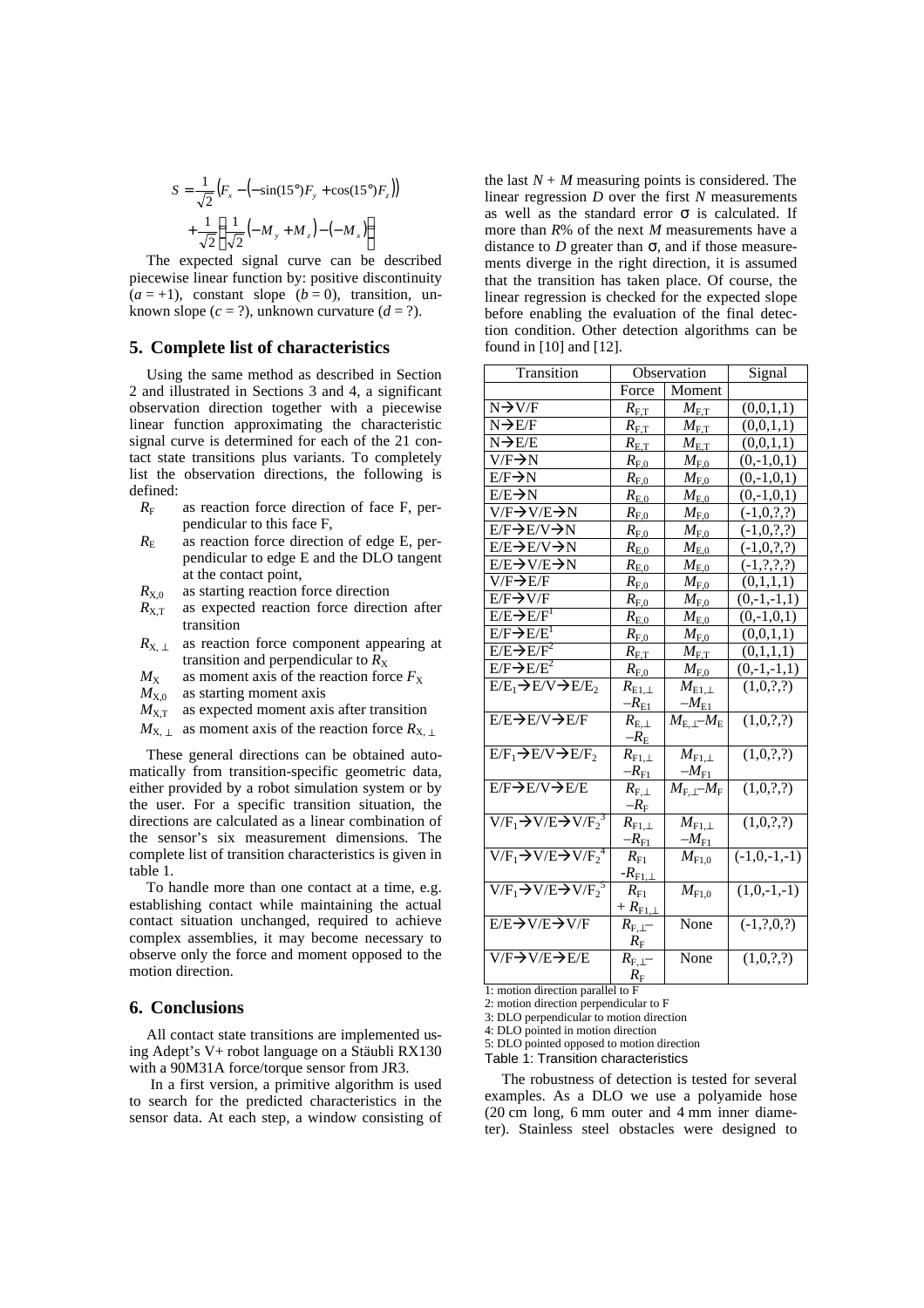$$S = \frac{1}{\sqrt{2}}\left(F_x - \left(-\sin(15°)F_y + \cos(15°)F_z\right)\right) + \frac{1}{\sqrt{2}}\left(\frac{1}{\sqrt{2}}\left(-M_y + M_z\right) - \left(-M_x\right)\right)$$

The expected signal curve can be described piecewise linear function by: positive discontinuity ($a = +1$), constant slope ($b = 0$), transition, unknown slope ($c = ?$), unknown curvature ($d = ?$).

## 5. Complete list of characteristics

Using the same method as described in Section 2 and illustrated in Sections 3 and 4, a significant observation direction together with a piecewise linear function approximating the characteristic signal curve is determined for each of the 21 contact state transitions plus variants. To completely list the observation directions, the following is defined:

- $R_F$ as reaction force direction of face F, perpendicular to this face F,
- $R_E$ as reaction force direction of edge E, perpendicular to edge E and the DLO tangent at the contact point,
- $R_{X,0}$ as starting reaction force direction
- $R_{X,T}$ as expected reaction force direction after transition
- $R_{X,\perp}$ as reaction force component appearing at transition and perpendicular to $R_X$
- $M_X$ as moment axis of the reaction force $F_X$
- $M_{X,0}$ as starting moment axis
- $M_{X,T}$ as expected moment axis after transition
- $M_{X,\perp}$ as moment axis of the reaction force $R_{X,\perp}$

These general directions can be obtained automatically from transition-specific geometric data, either provided by a robot simulation system or by the user. For a specific transition situation, the directions are calculated as a linear combination of the sensor's six measurement dimensions. The complete list of transition characteristics is given in table 1.

To handle more than one contact at a time, e.g. establishing contact while maintaining the actual contact situation unchanged, required to achieve complex assemblies, it may become necessary to observe only the force and moment opposed to the motion direction.

## 6. Conclusions

All contact state transitions are implemented using Adept's V+ robot language on a Stäubli RX130 with a 90M31A force/torque sensor from JR3.

In a first version, a primitive algorithm is used to search for the predicted characteristics in the sensor data. At each step, a window consisting of the last $N + M$ measuring points is considered. The linear regression $D$ over the first $N$ measurements as well as the standard error $\sigma$ is calculated. If more than $R$% of the next $M$ measurements have a distance to $D$ greater than $\sigma$, and if those measurements diverge in the right direction, it is assumed that the transition has taken place. Of course, the linear regression is checked for the expected slope before enabling the evaluation of the final detection condition. Other detection algorithms can be found in [10] and [12].

| Transition | Observation | | Signal |
|---|---|---|---|
| | Force | Moment | |
| N→V/F | $R_{F,T}$ | $M_{F,T}$ | (0,0,1,1) |
| N→E/F | $R_{F,T}$ | $M_{F,T}$ | (0,0,1,1) |
| N→E/E | $R_{E,T}$ | $M_{E,T}$ | (0,0,1,1) |
| V/F→N | $R_{F,0}$ | $M_{F,0}$ | (0,-1,0,1) |
| E/F→N | $R_{F,0}$ | $M_{F,0}$ | (0,-1,0,1) |
| E/E→N | $R_{E,0}$ | $M_{E,0}$ | (0,-1,0,1) |
| V/F→V/E→N | $R_{F,0}$ | $M_{F,0}$ | (-1,0,?,?) |
| E/F→E/V→N | $R_{F,0}$ | $M_{F,0}$ | (-1,0,?,?) |
| E/E→E/V→N | $R_{E,0}$ | $M_{E,0}$ | (-1,0,?,?) |
| E/E→V/E→N | $R_{E,0}$ | $M_{E,0}$ | (-1,?,?,?) |
| V/F→E/F | $R_{F,0}$ | $M_{F,0}$ | (0,1,1,1) |
| E/F→V/F | $R_{F,0}$ | $M_{F,0}$ | (0,-1,-1,1) |
| E/E→E/F[1] | $R_{E,0}$ | $M_{E,0}$ | (0,-1,0,1) |
| E/F→E/E[1] | $R_{F,0}$ | $M_{F,0}$ | (0,0,1,1) |
| E/E→E/F[2] | $R_{F,T}$ | $M_{F,T}$ | (0,1,1,1) |
| E/F→E/E[2] | $R_{F,0}$ | $M_{F,0}$ | (0,-1,-1,1) |
| $E/E_1$→E/V→$E/E_2$ | $R_{E1,\perp} - R_{E1}$ | $M_{E1,\perp} - M_{E1}$ | (1,0,?,?) |
| E/E→E/V→E/F | $R_{E,\perp} - R_E$ | $M_{E,\perp} - M_E$ | (1,0,?,?) |
| $E/F_1$→E/V→$E/F_2$ | $R_{F1,\perp} - R_{F1}$ | $M_{F1,\perp} - M_{F1}$ | (1,0,?,?) |
| E/F→E/V→E/E | $R_{F,\perp} - R_F$ | $M_{F,\perp} - M_F$ | (1,0,?,?) |
| $V/F_1$→V/E→$V/F_2$[3] | $R_{F1,\perp} - R_{F1}$ | $M_{F1,\perp} - M_{F1}$ | (1,0,?,?) |
| $V/F_1$→V/E→$V/F_2$[4] | $R_{F1} - R_{F1,\perp}$ | $M_{F1,0}$ | (-1,0,-1,-1) |
| $V/F_1$→V/E→$V/F_2$[5] | $R_{F1} + R_{F1,\perp}$ | $M_{F1,0}$ | (1,0,-1,-1) |
| E/E→V/E→V/F | $R_{F,\perp} - R_F$ | None | (-1,?,0,?) |
| V/F→V/E→E/E | $R_{F,\perp} - R_F$ | None | (1,0,?,?) |

1: motion direction parallel to F
2: motion direction perpendicular to F
3: DLO perpendicular to motion direction
4: DLO pointed in motion direction
5: DLO pointed opposed to motion direction

Table 1: Transition characteristics

The robustness of detection is tested for several examples. As a DLO we use a polyamide hose (20 cm long, 6 mm outer and 4 mm inner diameter). Stainless steel obstacles were designed to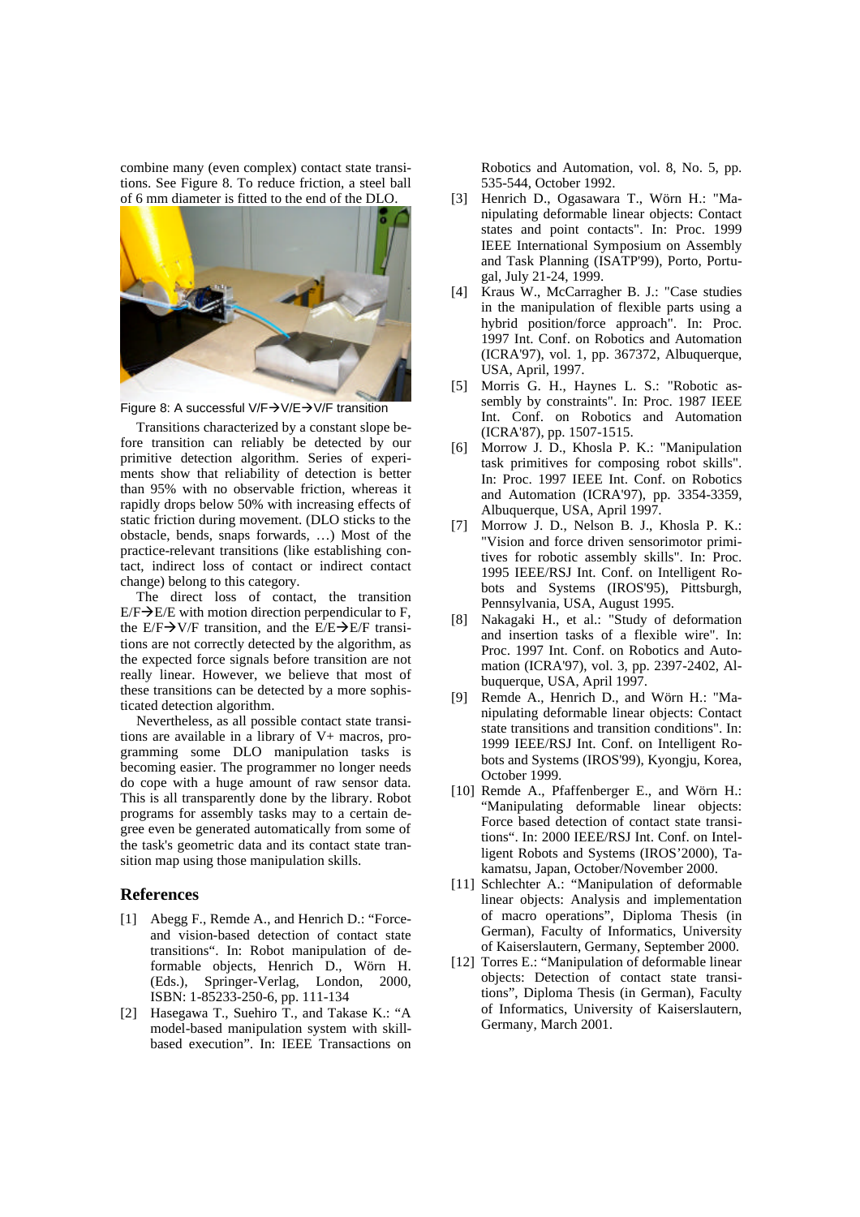combine many (even complex) contact state transitions. See Figure 8. To reduce friction, a steel ball of 6 mm diameter is fitted to the end of the DLO.

Figure 8: A successful V/F→V/E→V/F transition

Transitions characterized by a constant slope before transition can reliably be detected by our primitive detection algorithm. Series of experiments show that reliability of detection is better than 95% with no observable friction, whereas it rapidly drops below 50% with increasing effects of static friction during movement. (DLO sticks to the obstacle, bends, snaps forwards, …) Most of the practice-relevant transitions (like establishing contact, indirect loss of contact or indirect contact change) belong to this category.

The direct loss of contact, the transition E/F→E/E with motion direction perpendicular to F, the E/F→V/F transition, and the E/E→E/F transitions are not correctly detected by the algorithm, as the expected force signals before transition are not really linear. However, we believe that most of these transitions can be detected by a more sophisticated detection algorithm.

Nevertheless, as all possible contact state transitions are available in a library of V+ macros, programming some DLO manipulation tasks is becoming easier. The programmer no longer needs do cope with a huge amount of raw sensor data. This is all transparently done by the library. Robot programs for assembly tasks may to a certain degree even be generated automatically from some of the task's geometric data and its contact state transition map using those manipulation skills.

## References

[1] Abegg F., Remde A., and Henrich D.: "Force- and vision-based detection of contact state transitions". In: Robot manipulation of deformable objects, Henrich D., Wörn H. (Eds.), Springer-Verlag, London, 2000, ISBN: 1-85233-250-6, pp. 111-134

[2] Hasegawa T., Suehiro T., and Takase K.: "A model-based manipulation system with skill-based execution". In: IEEE Transactions on Robotics and Automation, vol. 8, No. 5, pp. 535-544, October 1992.

[3] Henrich D., Ogasawara T., Wörn H.: "Manipulating deformable linear objects: Contact states and point contacts". In: Proc. 1999 IEEE International Symposium on Assembly and Task Planning (ISATP'99), Porto, Portugal, July 21-24, 1999.

[4] Kraus W., McCarragher B. J.: "Case studies in the manipulation of flexible parts using a hybrid position/force approach". In: Proc. 1997 Int. Conf. on Robotics and Automation (ICRA'97), vol. 1, pp. 367372, Albuquerque, USA, April, 1997.

[5] Morris G. H., Haynes L. S.: "Robotic assembly by constraints". In: Proc. 1987 IEEE Int. Conf. on Robotics and Automation (ICRA'87), pp. 1507-1515.

[6] Morrow J. D., Khosla P. K.: "Manipulation task primitives for composing robot skills". In: Proc. 1997 IEEE Int. Conf. on Robotics and Automation (ICRA'97), pp. 3354-3359, Albuquerque, USA, April 1997.

[7] Morrow J. D., Nelson B. J., Khosla P. K.: "Vision and force driven sensorimotor primitives for robotic assembly skills". In: Proc. 1995 IEEE/RSJ Int. Conf. on Intelligent Robots and Systems (IROS'95), Pittsburgh, Pennsylvania, USA, August 1995.

[8] Nakagaki H., et al.: "Study of deformation and insertion tasks of a flexible wire". In: Proc. 1997 Int. Conf. on Robotics and Automation (ICRA'97), vol. 3, pp. 2397-2402, Albuquerque, USA, April 1997.

[9] Remde A., Henrich D., and Wörn H.: "Manipulating deformable linear objects: Contact state transitions and transition conditions". In: 1999 IEEE/RSJ Int. Conf. on Intelligent Robots and Systems (IROS'99), Kyongju, Korea, October 1999.

[10] Remde A., Pfaffenberger E., and Wörn H.: "Manipulating deformable linear objects: Force based detection of contact state transitions". In: 2000 IEEE/RSJ Int. Conf. on Intelligent Robots and Systems (IROS'2000), Takamatsu, Japan, October/November 2000.

[11] Schlechter A.: "Manipulation of deformable linear objects: Analysis and implementation of macro operations", Diploma Thesis (in German), Faculty of Informatics, University of Kaiserslautern, Germany, September 2000.

[12] Torres E.: "Manipulation of deformable linear objects: Detection of contact state transitions", Diploma Thesis (in German), Faculty of Informatics, University of Kaiserslautern, Germany, March 2001.